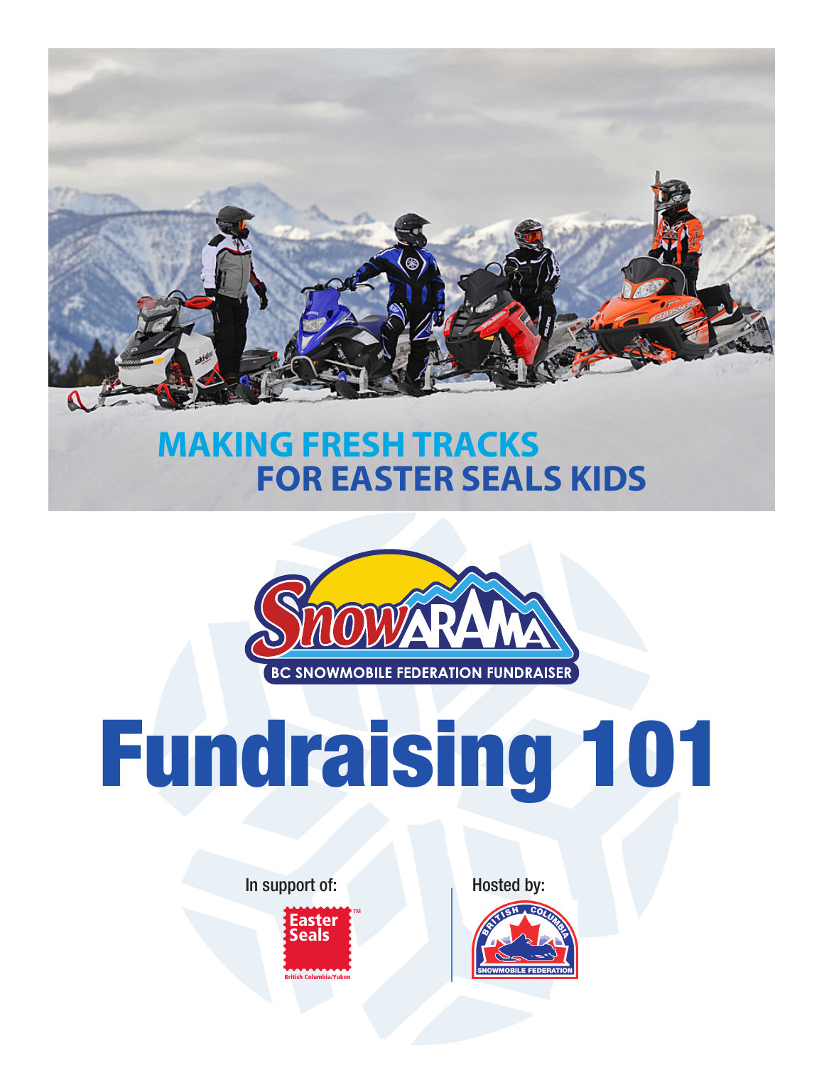MAKING FRESH TRACKS
FOR EASTER SEALS KIDS

SnowARAMA

BC SNOWMOBILE FEDERATION FUNDRAISER

# Fundraising 101

In support of:

Easter Seals™
British Columbia/Yukon

Hosted by:

British Columbia Snowmobile Federation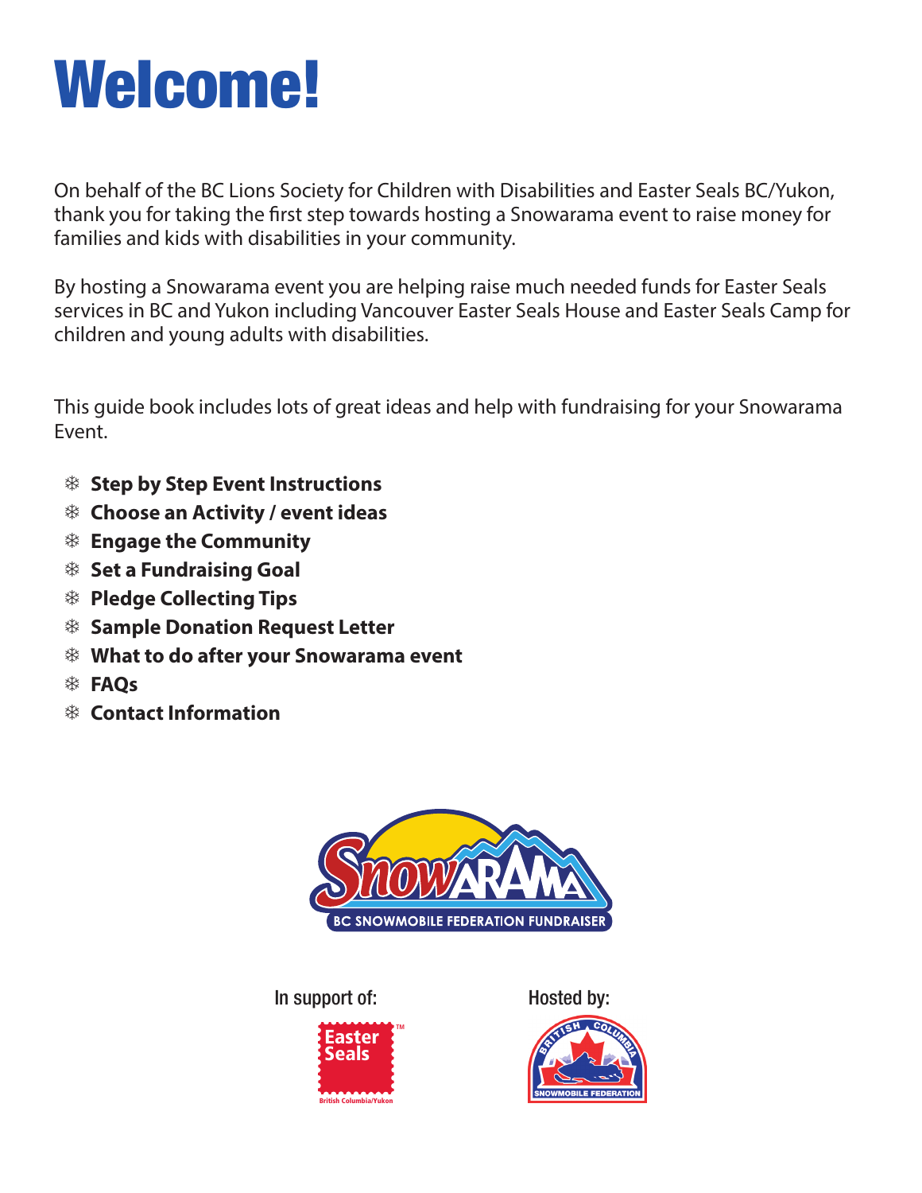# Welcome!

On behalf of the BC Lions Society for Children with Disabilities and Easter Seals BC/Yukon, thank you for taking the first step towards hosting a Snowarama event to raise money for families and kids with disabilities in your community.

By hosting a Snowarama event you are helping raise much needed funds for Easter Seals services in BC and Yukon including Vancouver Easter Seals House and Easter Seals Camp for children and young adults with disabilities.

This guide book includes lots of great ideas and help with fundraising for your Snowarama Event.

- **Step by Step Event Instructions**
- **Choose an Activity / event ideas**
- **Engage the Community**
- **Set a Fundraising Goal**
- **Pledge Collecting Tips**
- **Sample Donation Request Letter**
- **What to do after your Snowarama event**
- **FAQs**
- **Contact Information**

Snowarama — BC Snowmobile Federation Fundraiser

In support of: Easter Seals British Columbia/Yukon

Hosted by: British Columbia Snowmobile Federation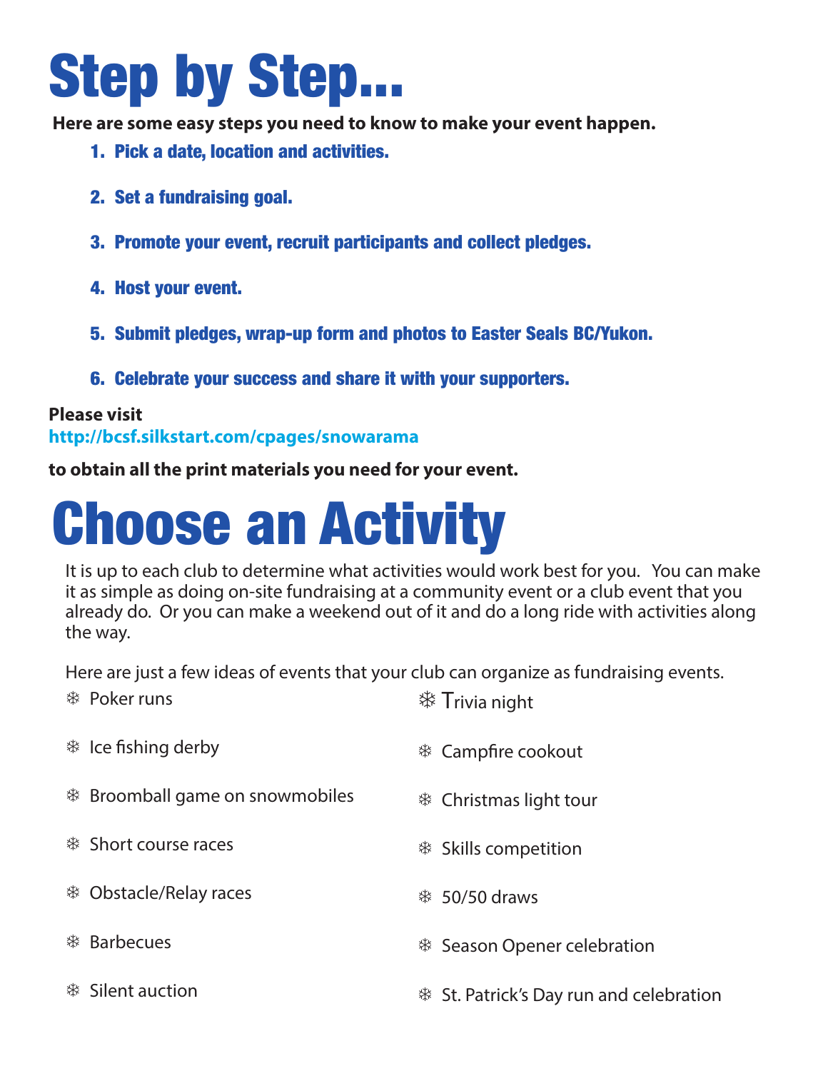# Step by Step...

**Here are some easy steps you need to know to make your event happen.**

1. **Pick a date, location and activities.**
2. **Set a fundraising goal.**
3. **Promote your event, recruit participants and collect pledges.**
4. **Host your event.**
5. **Submit pledges, wrap-up form and photos to Easter Seals BC/Yukon.**
6. **Celebrate your success and share it with your supporters.**

**Please visit**
**http://bcsf.silkstart.com/cpages/snowarama**

**to obtain all the print materials you need for your event.**

# Choose an Activity

It is up to each club to determine what activities would work best for you. You can make it as simple as doing on-site fundraising at a community event or a club event that you already do. Or you can make a weekend out of it and do a long ride with activities along the way.

Here are just a few ideas of events that your club can organize as fundraising events.

- ❄ Poker runs
- ❄ Ice fishing derby
- ❄ Broomball game on snowmobiles
- ❄ Short course races
- ❄ Obstacle/Relay races
- ❄ Barbecues
- ❄ Silent auction
- ❄ Trivia night
- ❄ Campfire cookout
- ❄ Christmas light tour
- ❄ Skills competition
- ❄ 50/50 draws
- ❄ Season Opener celebration
- ❄ St. Patrick's Day run and celebration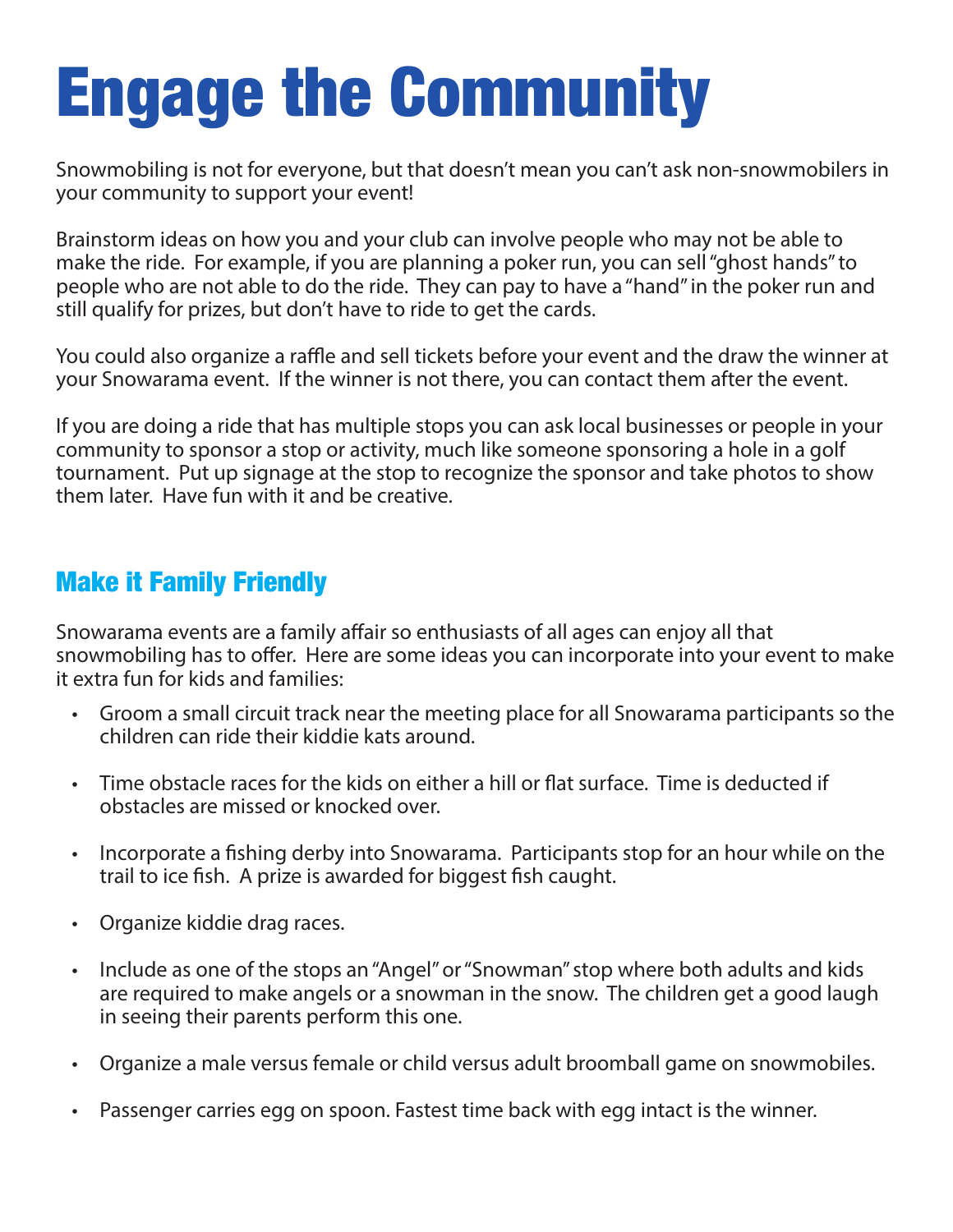# Engage the Community

Snowmobiling is not for everyone, but that doesn't mean you can't ask non-snowmobilers in your community to support your event!

Brainstorm ideas on how you and your club can involve people who may not be able to make the ride. For example, if you are planning a poker run, you can sell "ghost hands" to people who are not able to do the ride. They can pay to have a "hand" in the poker run and still qualify for prizes, but don't have to ride to get the cards.

You could also organize a raffle and sell tickets before your event and the draw the winner at your Snowarama event. If the winner is not there, you can contact them after the event.

If you are doing a ride that has multiple stops you can ask local businesses or people in your community to sponsor a stop or activity, much like someone sponsoring a hole in a golf tournament. Put up signage at the stop to recognize the sponsor and take photos to show them later. Have fun with it and be creative.

## Make it Family Friendly

Snowarama events are a family affair so enthusiasts of all ages can enjoy all that snowmobiling has to offer. Here are some ideas you can incorporate into your event to make it extra fun for kids and families:

- Groom a small circuit track near the meeting place for all Snowarama participants so the children can ride their kiddie kats around.
- Time obstacle races for the kids on either a hill or flat surface. Time is deducted if obstacles are missed or knocked over.
- Incorporate a fishing derby into Snowarama. Participants stop for an hour while on the trail to ice fish. A prize is awarded for biggest fish caught.
- Organize kiddie drag races.
- Include as one of the stops an "Angel" or "Snowman" stop where both adults and kids are required to make angels or a snowman in the snow. The children get a good laugh in seeing their parents perform this one.
- Organize a male versus female or child versus adult broomball game on snowmobiles.
- Passenger carries egg on spoon. Fastest time back with egg intact is the winner.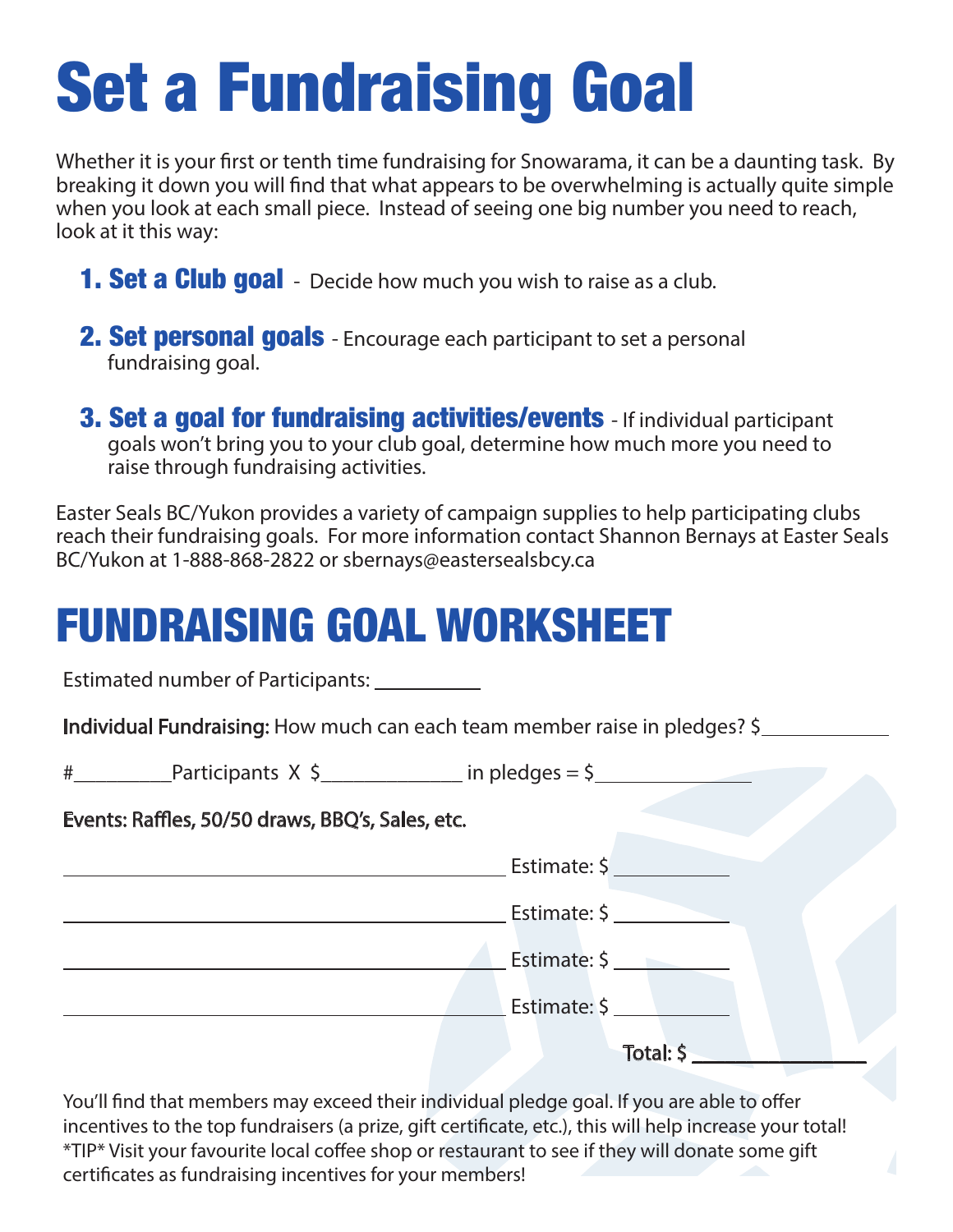# Set a Fundraising Goal

Whether it is your first or tenth time fundraising for Snowarama, it can be a daunting task. By breaking it down you will find that what appears to be overwhelming is actually quite simple when you look at each small piece. Instead of seeing one big number you need to reach, look at it this way:

1. **Set a Club goal** - Decide how much you wish to raise as a club.
2. **Set personal goals** - Encourage each participant to set a personal fundraising goal.
3. **Set a goal for fundraising activities/events** - If individual participant goals won't bring you to your club goal, determine how much more you need to raise through fundraising activities.

Easter Seals BC/Yukon provides a variety of campaign supplies to help participating clubs reach their fundraising goals. For more information contact Shannon Bernays at Easter Seals BC/Yukon at 1-888-868-2822 or sbernays@eastersealsbcy.ca

# FUNDRAISING GOAL WORKSHEET

Estimated number of Participants: __________

**Individual Fundraising:** How much can each team member raise in pledges? $____________

#_________Participants X $_____________ in pledges = $______________

**Events: Raffles, 50/50 draws, BBQ's, Sales, etc.**

______________________________________ Estimate: $ ___________

______________________________________ Estimate: $ ___________

______________________________________ Estimate: $ ___________

______________________________________ Estimate: $ ___________

**Total: $ _______________**

You'll find that members may exceed their individual pledge goal. If you are able to offer incentives to the top fundraisers (a prize, gift certificate, etc.), this will help increase your total! *TIP* Visit your favourite local coffee shop or restaurant to see if they will donate some gift certificates as fundraising incentives for your members!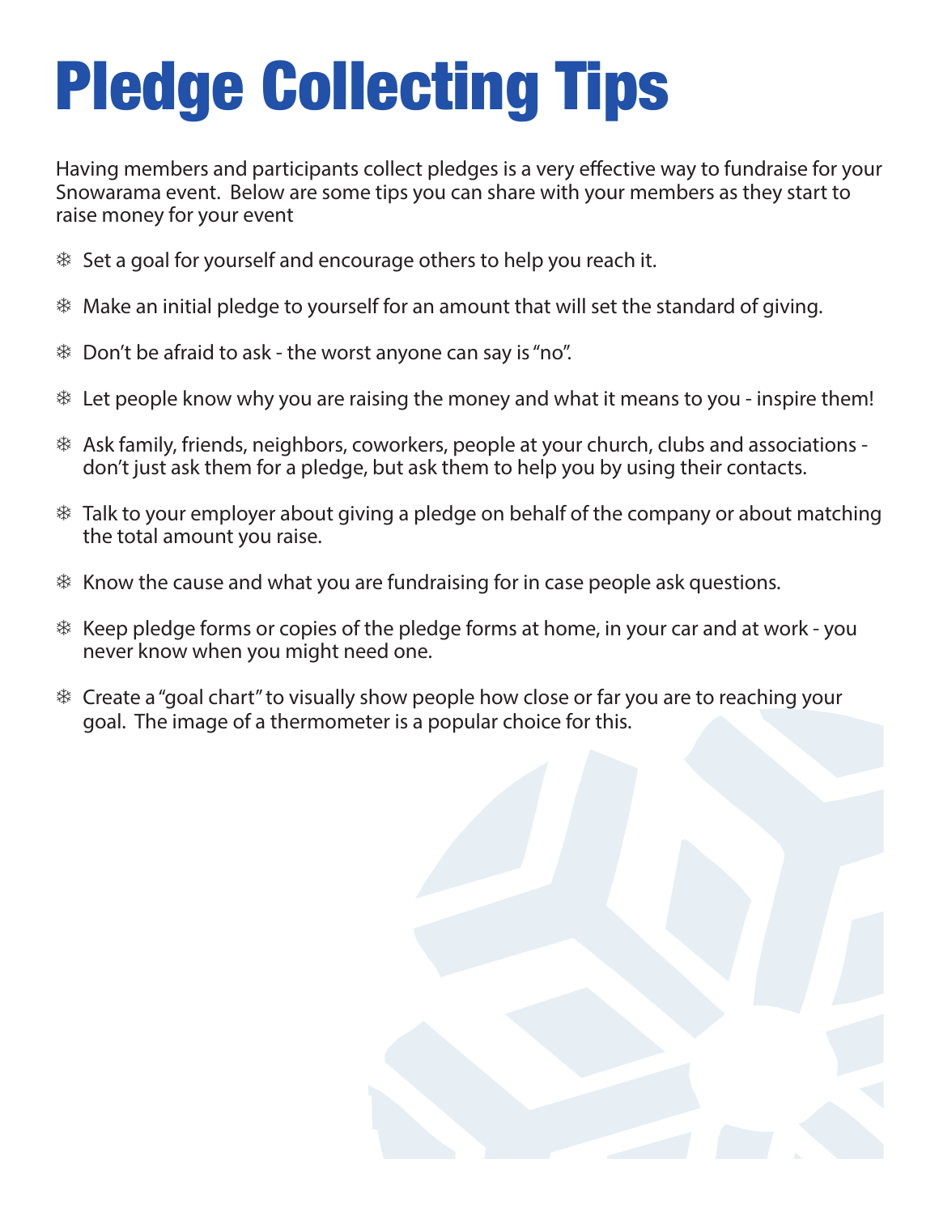# Pledge Collecting Tips

Having members and participants collect pledges is a very effective way to fundraise for your Snowarama event. Below are some tips you can share with your members as they start to raise money for your event

- Set a goal for yourself and encourage others to help you reach it.
- Make an initial pledge to yourself for an amount that will set the standard of giving.
- Don't be afraid to ask - the worst anyone can say is "no".
- Let people know why you are raising the money and what it means to you - inspire them!
- Ask family, friends, neighbors, coworkers, people at your church, clubs and associations - don't just ask them for a pledge, but ask them to help you by using their contacts.
- Talk to your employer about giving a pledge on behalf of the company or about matching the total amount you raise.
- Know the cause and what you are fundraising for in case people ask questions.
- Keep pledge forms or copies of the pledge forms at home, in your car and at work - you never know when you might need one.
- Create a "goal chart" to visually show people how close or far you are to reaching your goal. The image of a thermometer is a popular choice for this.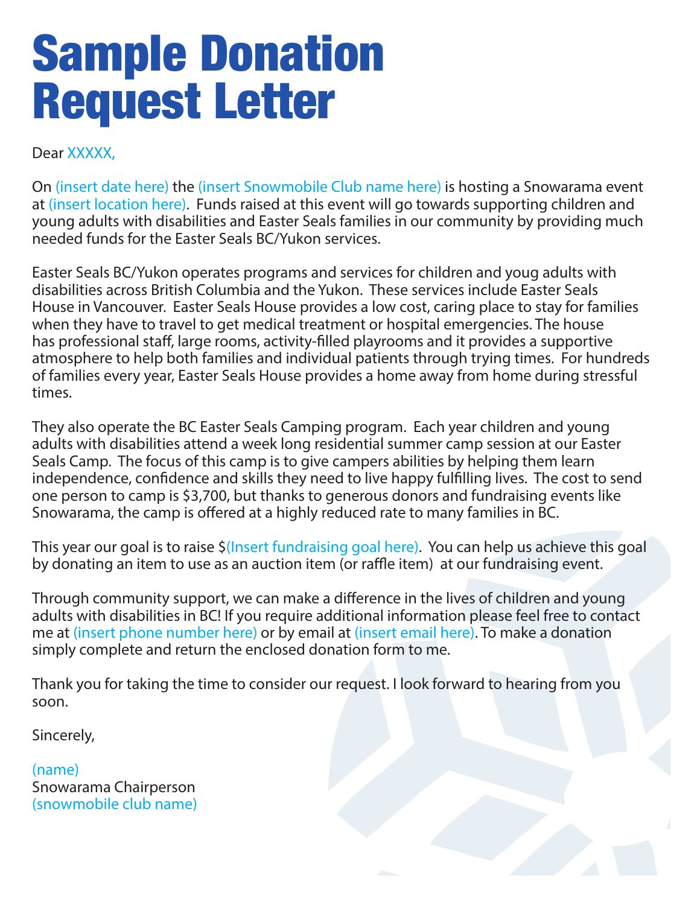# Sample Donation Request Letter

Dear XXXXX,

On (insert date here) the (insert Snowmobile Club name here) is hosting a Snowarama event at (insert location here). Funds raised at this event will go towards supporting children and young adults with disabilities and Easter Seals families in our community by providing much needed funds for the Easter Seals BC/Yukon services.

Easter Seals BC/Yukon operates programs and services for children and youg adults with disabilities across British Columbia and the Yukon. These services include Easter Seals House in Vancouver. Easter Seals House provides a low cost, caring place to stay for families when they have to travel to get medical treatment or hospital emergencies. The house has professional staff, large rooms, activity-filled playrooms and it provides a supportive atmosphere to help both families and individual patients through trying times. For hundreds of families every year, Easter Seals House provides a home away from home during stressful times.

They also operate the BC Easter Seals Camping program. Each year children and young adults with disabilities attend a week long residential summer camp session at our Easter Seals Camp. The focus of this camp is to give campers abilities by helping them learn independence, confidence and skills they need to live happy fulfilling lives. The cost to send one person to camp is $3,700, but thanks to generous donors and fundraising events like Snowarama, the camp is offered at a highly reduced rate to many families in BC.

This year our goal is to raise $(Insert fundraising goal here). You can help us achieve this goal by donating an item to use as an auction item (or raffle item) at our fundraising event.

Through community support, we can make a difference in the lives of children and young adults with disabilities in BC! If you require additional information please feel free to contact me at (insert phone number here) or by email at (insert email here). To make a donation simply complete and return the enclosed donation form to me.

Thank you for taking the time to consider our request. I look forward to hearing from you soon.

Sincerely,

(name)
Snowarama Chairperson
(snowmobile club name)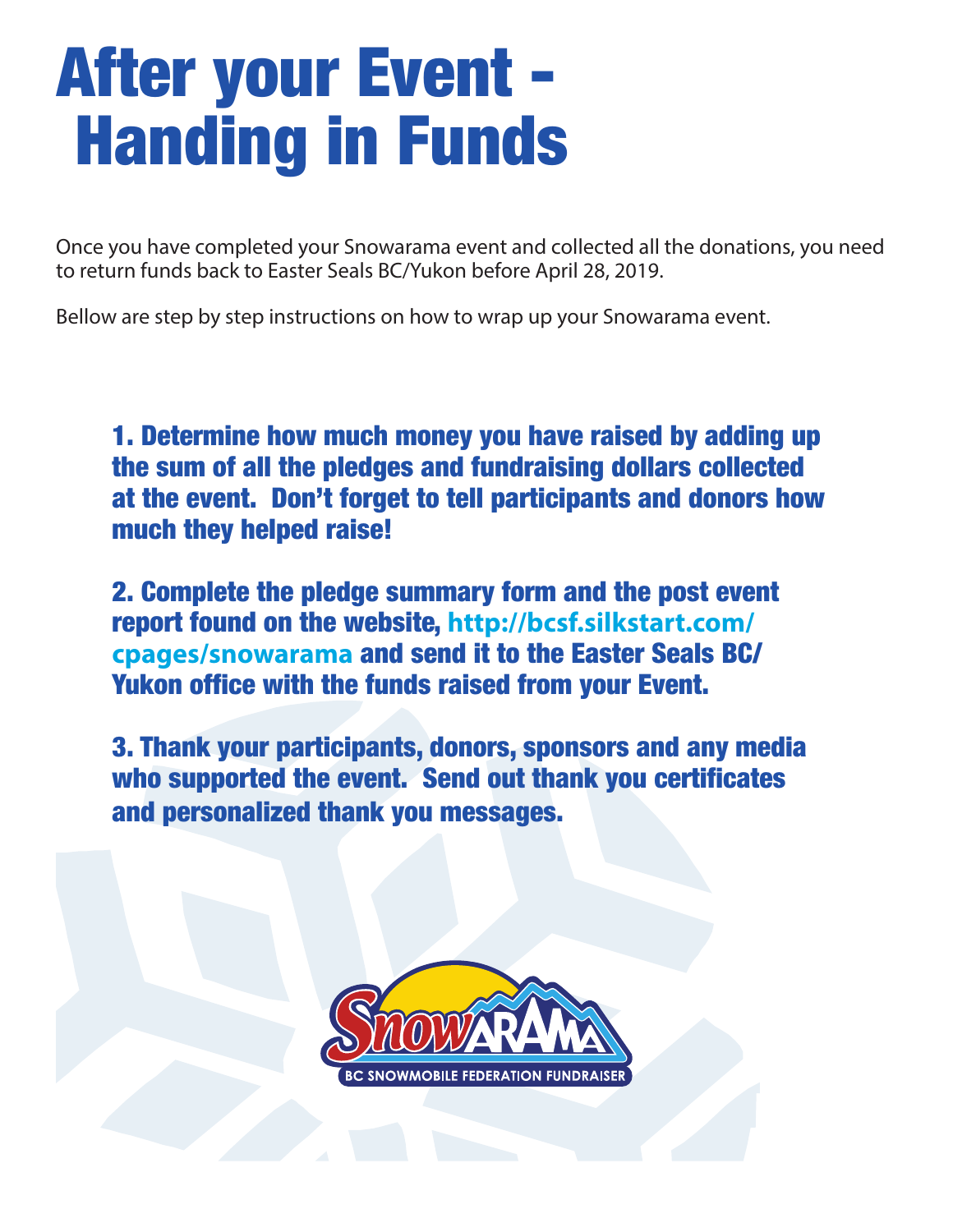# After your Event - Handing in Funds

Once you have completed your Snowarama event and collected all the donations, you need to return funds back to Easter Seals BC/Yukon before April 28, 2019.

Bellow are step by step instructions on how to wrap up your Snowarama event.

**1. Determine how much money you have raised by adding up the sum of all the pledges and fundraising dollars collected at the event. Don't forget to tell participants and donors how much they helped raise!**

**2. Complete the pledge summary form and the post event report found on the website, http://bcsf.silkstart.com/cpages/snowarama and send it to the Easter Seals BC/Yukon office with the funds raised from your Event.**

**3. Thank your participants, donors, sponsors and any media who supported the event. Send out thank you certificates and personalized thank you messages.**

SNOWARAMA

BC SNOWMOBILE FEDERATION FUNDRAISER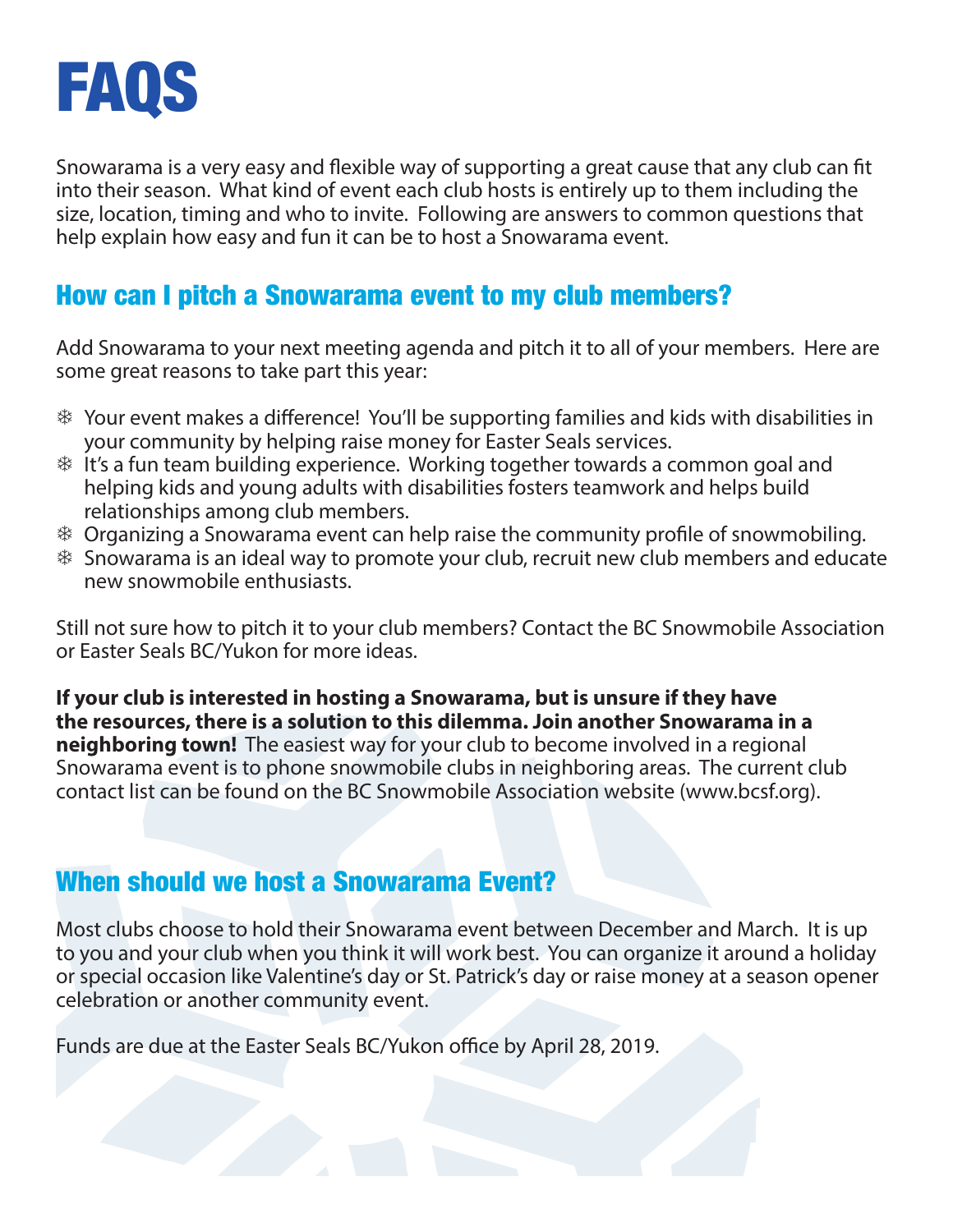# FAQS

Snowarama is a very easy and flexible way of supporting a great cause that any club can fit into their season. What kind of event each club hosts is entirely up to them including the size, location, timing and who to invite. Following are answers to common questions that help explain how easy and fun it can be to host a Snowarama event.

## How can I pitch a Snowarama event to my club members?

Add Snowarama to your next meeting agenda and pitch it to all of your members. Here are some great reasons to take part this year:

- Your event makes a difference! You'll be supporting families and kids with disabilities in your community by helping raise money for Easter Seals services.
- It's a fun team building experience. Working together towards a common goal and helping kids and young adults with disabilities fosters teamwork and helps build relationships among club members.
- Organizing a Snowarama event can help raise the community profile of snowmobiling.
- Snowarama is an ideal way to promote your club, recruit new club members and educate new snowmobile enthusiasts.

Still not sure how to pitch it to your club members? Contact the BC Snowmobile Association or Easter Seals BC/Yukon for more ideas.

**If your club is interested in hosting a Snowarama, but is unsure if they have the resources, there is a solution to this dilemma. Join another Snowarama in a neighboring town!** The easiest way for your club to become involved in a regional Snowarama event is to phone snowmobile clubs in neighboring areas. The current club contact list can be found on the BC Snowmobile Association website (www.bcsf.org).

## When should we host a Snowarama Event?

Most clubs choose to hold their Snowarama event between December and March. It is up to you and your club when you think it will work best. You can organize it around a holiday or special occasion like Valentine's day or St. Patrick's day or raise money at a season opener celebration or another community event.

Funds are due at the Easter Seals BC/Yukon office by April 28, 2019.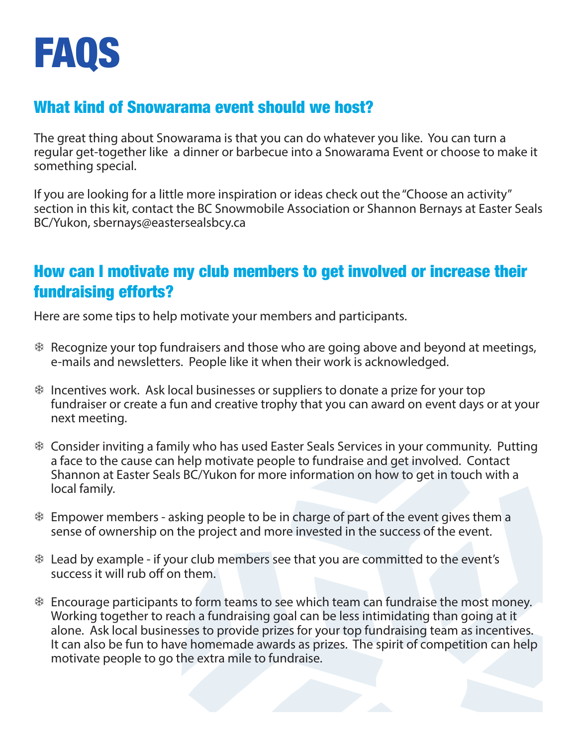# FAQS

## What kind of Snowarama event should we host?

The great thing about Snowarama is that you can do whatever you like. You can turn a regular get-together like a dinner or barbecue into a Snowarama Event or choose to make it something special.

If you are looking for a little more inspiration or ideas check out the "Choose an activity" section in this kit, contact the BC Snowmobile Association or Shannon Bernays at Easter Seals BC/Yukon, sbernays@eastersealsbcy.ca

## How can I motivate my club members to get involved or increase their fundraising efforts?

Here are some tips to help motivate your members and participants.

- Recognize your top fundraisers and those who are going above and beyond at meetings, e-mails and newsletters. People like it when their work is acknowledged.
- Incentives work. Ask local businesses or suppliers to donate a prize for your top fundraiser or create a fun and creative trophy that you can award on event days or at your next meeting.
- Consider inviting a family who has used Easter Seals Services in your community. Putting a face to the cause can help motivate people to fundraise and get involved. Contact Shannon at Easter Seals BC/Yukon for more information on how to get in touch with a local family.
- Empower members - asking people to be in charge of part of the event gives them a sense of ownership on the project and more invested in the success of the event.
- Lead by example - if your club members see that you are committed to the event's success it will rub off on them.
- Encourage participants to form teams to see which team can fundraise the most money. Working together to reach a fundraising goal can be less intimidating than going at it alone. Ask local businesses to provide prizes for your top fundraising team as incentives. It can also be fun to have homemade awards as prizes. The spirit of competition can help motivate people to go the extra mile to fundraise.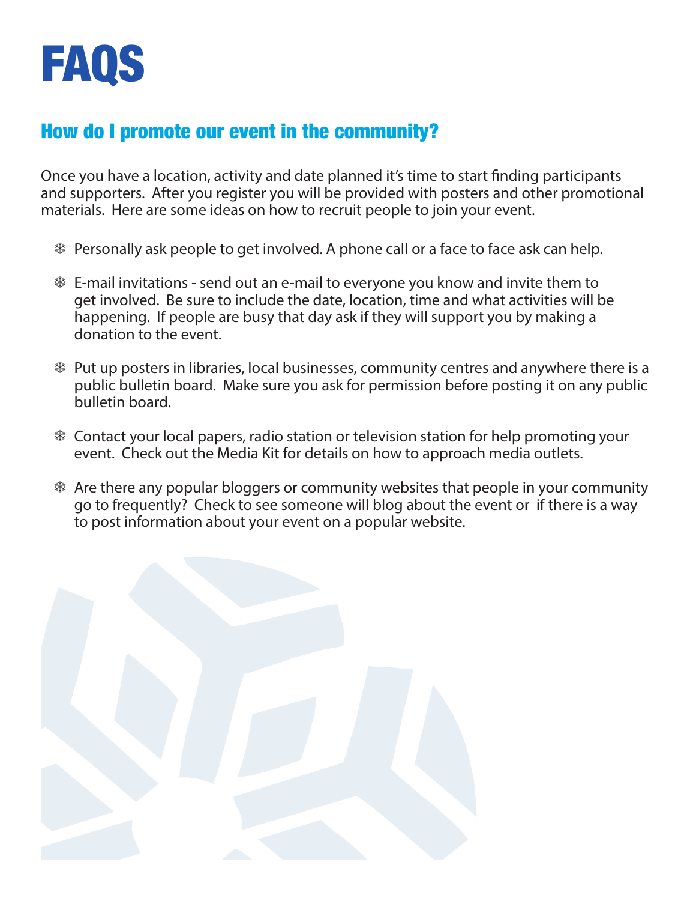# FAQS

## How do I promote our event in the community?

Once you have a location, activity and date planned it's time to start finding participants and supporters. After you register you will be provided with posters and other promotional materials. Here are some ideas on how to recruit people to join your event.

- Personally ask people to get involved. A phone call or a face to face ask can help.
- E-mail invitations - send out an e-mail to everyone you know and invite them to get involved. Be sure to include the date, location, time and what activities will be happening. If people are busy that day ask if they will support you by making a donation to the event.
- Put up posters in libraries, local businesses, community centres and anywhere there is a public bulletin board. Make sure you ask for permission before posting it on any public bulletin board.
- Contact your local papers, radio station or television station for help promoting your event. Check out the Media Kit for details on how to approach media outlets.
- Are there any popular bloggers or community websites that people in your community go to frequently? Check to see someone will blog about the event or if there is a way to post information about your event on a popular website.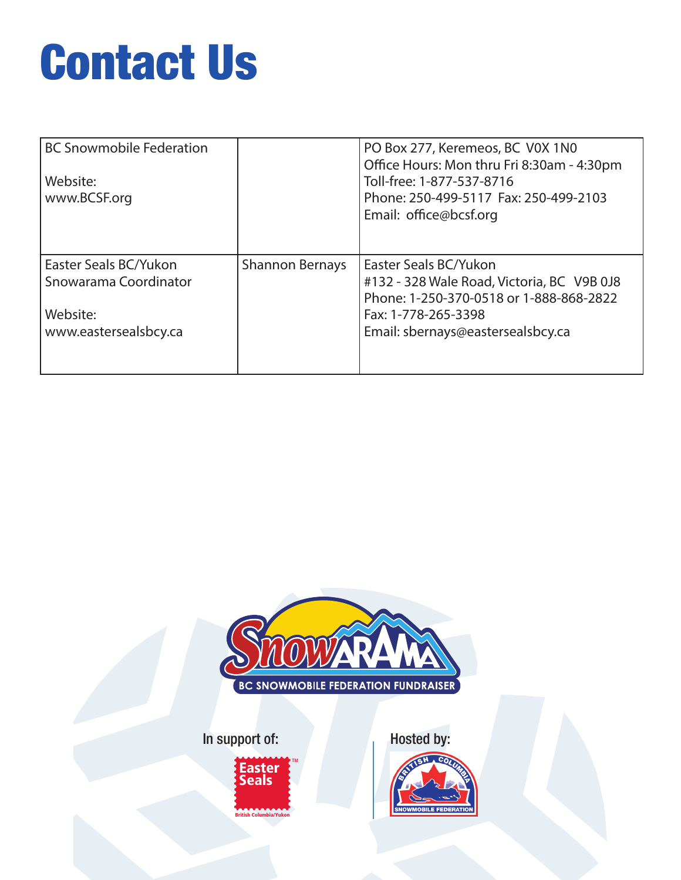# Contact Us

| | | |
|---|---|---|
| BC Snowmobile Federation<br><br>Website:<br>www.BCSF.org | | PO Box 277, Keremeos, BC V0X 1N0<br>Office Hours: Mon thru Fri 8:30am - 4:30pm<br>Toll-free: 1-877-537-8716<br>Phone: 250-499-5117 Fax: 250-499-2103<br>Email: office@bcsf.org |
| Easter Seals BC/Yukon<br>Snowarama Coordinator<br><br>Website:<br>www.eastersealsbcy.ca | Shannon Bernays | Easter Seals BC/Yukon<br>#132 - 328 Wale Road, Victoria, BC V9B 0J8<br>Phone: 1-250-370-0518 or 1-888-868-2822<br>Fax: 1-778-265-3398<br>Email: sbernays@eastersealsbcy.ca |

SNOWARAMA
BC SNOWMOBILE FEDERATION FUNDRAISER

In support of:

Easter Seals™
British Columbia/Yukon

Hosted by:

British Columbia Snowmobile Federation